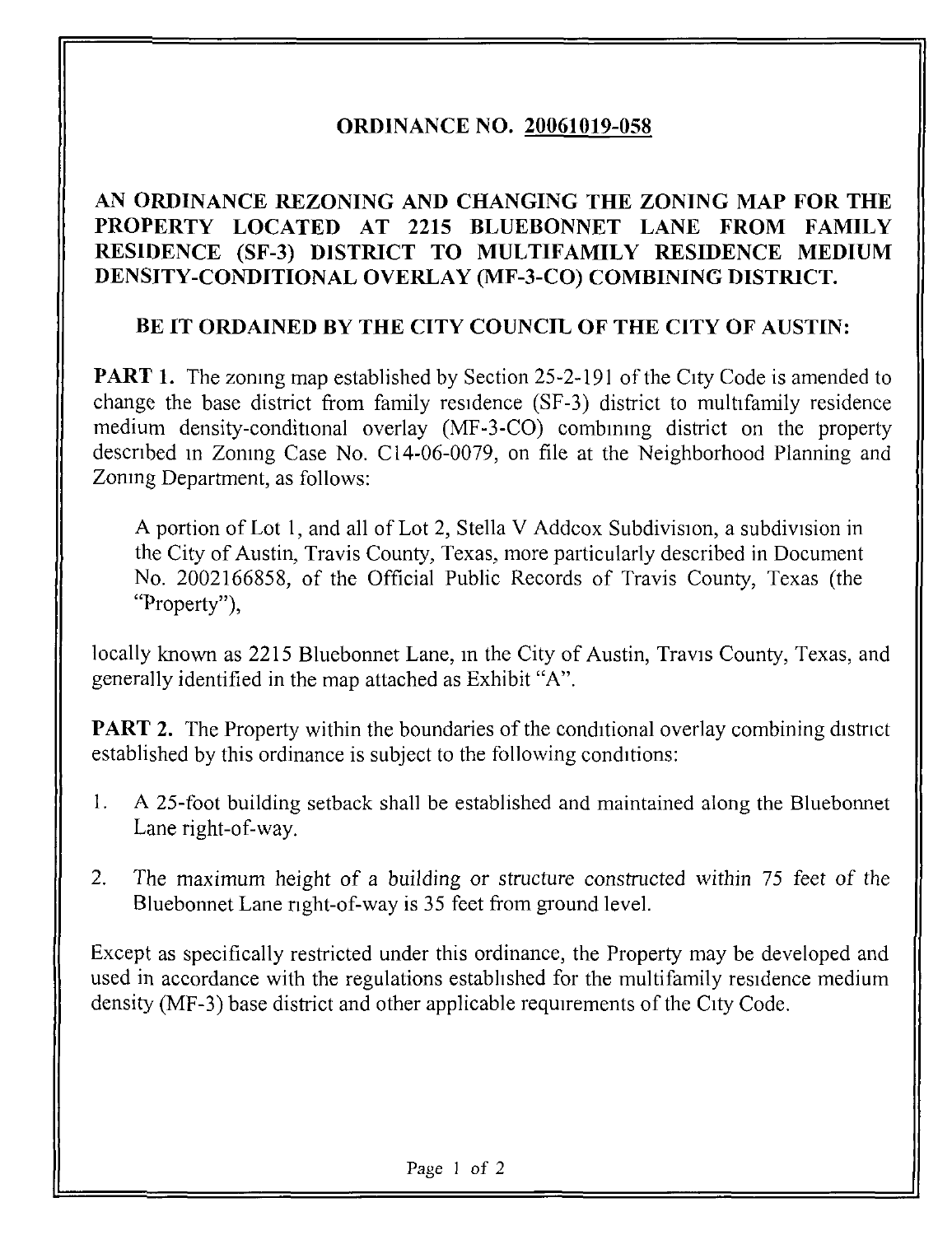# ORDINANCE NO. 20061019-058

## AN ORDINANCE REZONING AND CHANGING THE ZONING MAP FOR THE PROPERTY LOCATED AT 2215 BLUEBONNET LANE FROM FAMILY RESIDENCE (SF-3) DISTRICT TO MULTIFAMILY RESIDENCE MEDIUM DENSITY-CONDITIONAL OVERLAY (MF-3-CO) COMBINING DISTRICT.

**BE IT ORDAINED BY THE CITY COUNCIL OF THE CITY OF AUSTIN:**

**PART 1.** The zoning map established by Section 25-2-191 of the City Code is amended to change the base district from family residence (SF-3) district to multifamily residence medium density-conditional overlay (MF-3-CO) combining district on the property described in Zoning Case No. C14-06-0079, on file at the Neighborhood Planning and Zoning Department, as follows:

> A portion of Lot 1, and all of Lot 2, Stella V Addcox Subdivision, a subdivision in the City of Austin, Travis County, Texas, more particularly described in Document No. 2002166858, of the Official Public Records of Travis County, Texas (the "Property"),

locally known as 2215 Bluebonnet Lane, in the City of Austin, Travis County, Texas, and generally identified in the map attached as Exhibit "A".

**PART 2.** The Property within the boundaries of the conditional overlay combining district established by this ordinance is subject to the following conditions:

1. A 25-foot building setback shall be established and maintained along the Bluebonnet Lane right-of-way.

2. The maximum height of a building or structure constructed within 75 feet of the Bluebonnet Lane right-of-way is 35 feet from ground level.

Except as specifically restricted under this ordinance, the Property may be developed and used in accordance with the regulations established for the multifamily residence medium density (MF-3) base district and other applicable requirements of the City Code.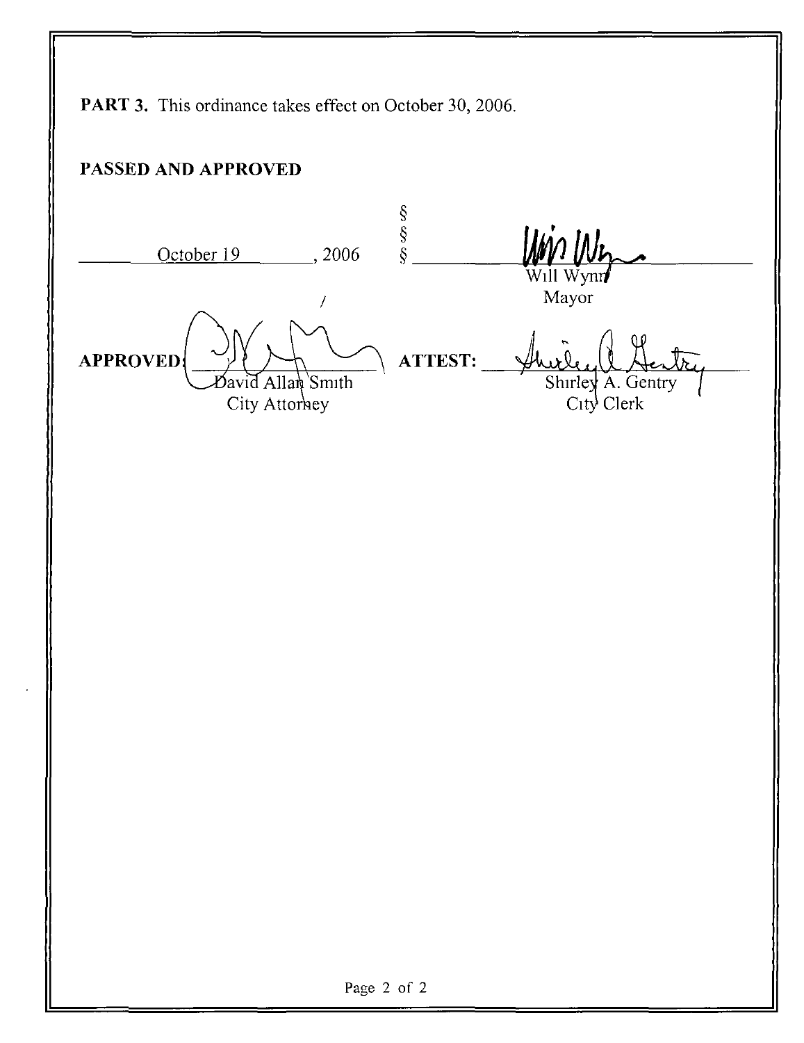**PART 3.** This ordinance takes effect on October 30, 2006.

**PASSED AND APPROVED**

October 19, 2006 §§§

Will Wynn
Mayor

**APPROVED:** David Allan Smith
City Attorney

**ATTEST:** Shirley A. Gentry
City Clerk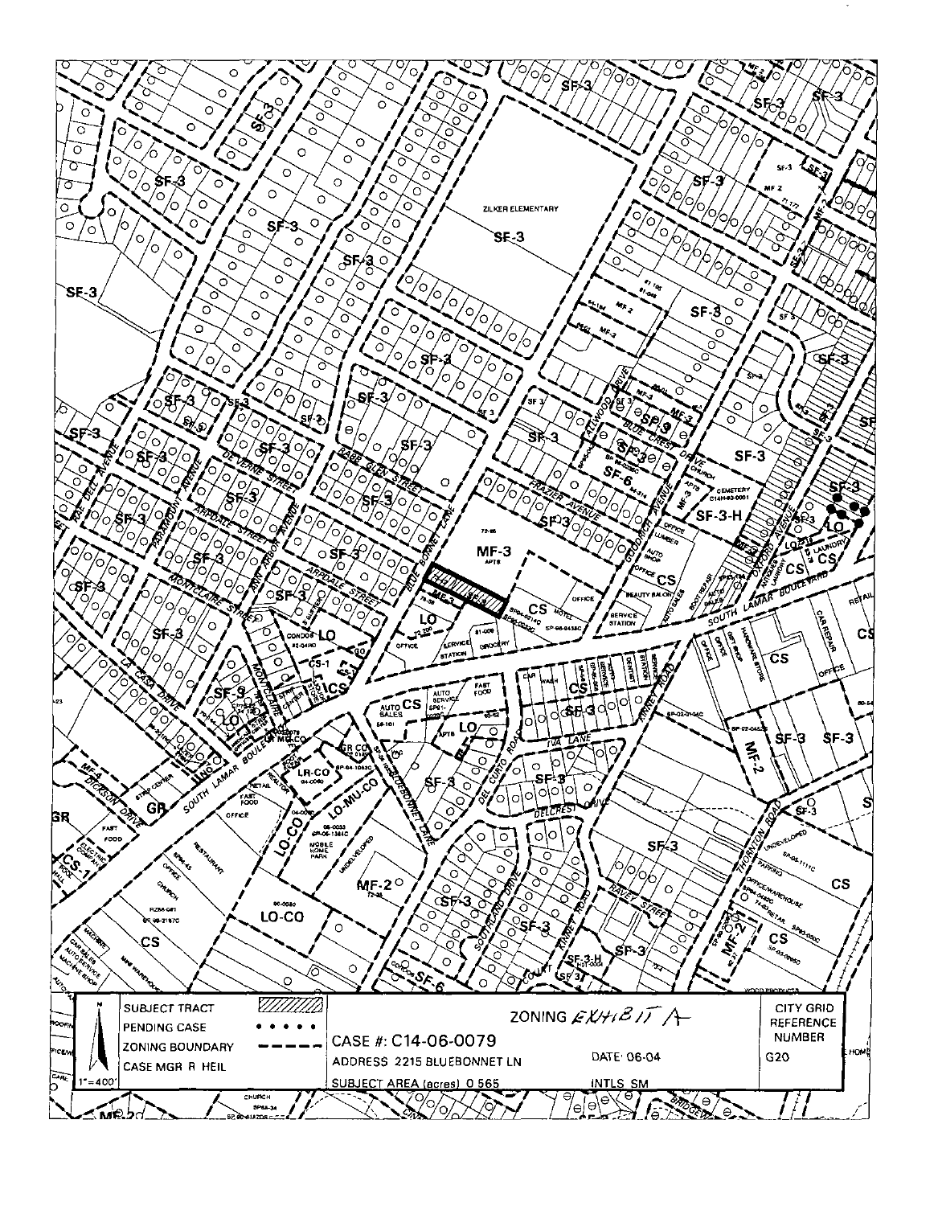SUBJECT TRACT

PENDING CASE

ZONING BOUNDARY

CASE MGR R HEIL

1" = 400'

ZONING EXHIBIT A

CASE #: C14-06-0079

ADDRESS 2215 BLUEBONNET LN

DATE: 06-04

SUBJECT AREA (acres) 0.565

INTLS SM

CITY GRID REFERENCE NUMBER

G20